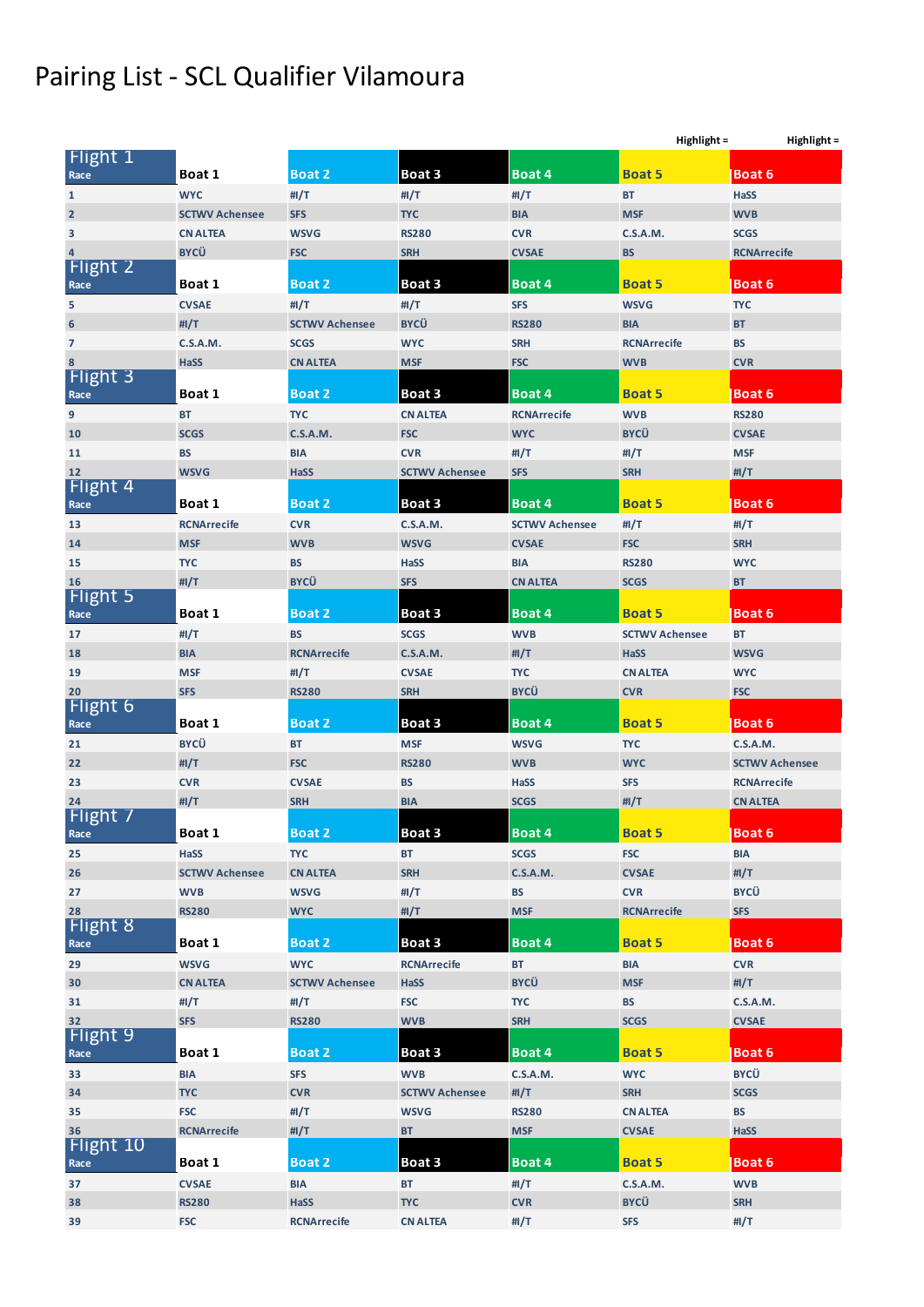# Pairing List - SCL Qualifier Vilamoura

Highlight = Highlight =

| Flight 1 Race | Boat 1 | Boat 2 | Boat 3 | Boat 4 | Boat 5 | Boat 6 |
|---|---|---|---|---|---|---|
| 1 | WYC | #I/T | #I/T | #I/T | BT | HaSS |
| 2 | SCTWV Achensee | SFS | TYC | BIA | MSF | WVB |
| 3 | CN ALTEA | WSVG | RS280 | CVR | C.S.A.M. | SCGS |
| 4 | BYCÜ | FSC | SRH | CVSAE | BS | RCNArrecife |
| **Flight 2 Race** | **Boat 1** | **Boat 2** | **Boat 3** | **Boat 4** | **Boat 5** | **Boat 6** |
| 5 | CVSAE | #I/T | #I/T | SFS | WSVG | TYC |
| 6 | #I/T | SCTWV Achensee | BYCÜ | RS280 | BIA | BT |
| 7 | C.S.A.M. | SCGS | WYC | SRH | RCNArrecife | BS |
| 8 | HaSS | CN ALTEA | MSF | FSC | WVB | CVR |
| **Flight 3 Race** | **Boat 1** | **Boat 2** | **Boat 3** | **Boat 4** | **Boat 5** | **Boat 6** |
| 9 | BT | TYC | CN ALTEA | RCNArrecife | WVB | RS280 |
| 10 | SCGS | C.S.A.M. | FSC | WYC | BYCÜ | CVSAE |
| 11 | BS | BIA | CVR | #I/T | #I/T | MSF |
| 12 | WSVG | HaSS | SCTWV Achensee | SFS | SRH | #I/T |
| **Flight 4 Race** | **Boat 1** | **Boat 2** | **Boat 3** | **Boat 4** | **Boat 5** | **Boat 6** |
| 13 | RCNArrecife | CVR | C.S.A.M. | SCTWV Achensee | #I/T | #I/T |
| 14 | MSF | WVB | WSVG | CVSAE | FSC | SRH |
| 15 | TYC | BS | HaSS | BIA | RS280 | WYC |
| 16 | #I/T | BYCÜ | SFS | CN ALTEA | SCGS | BT |
| **Flight 5 Race** | **Boat 1** | **Boat 2** | **Boat 3** | **Boat 4** | **Boat 5** | **Boat 6** |
| 17 | #I/T | BS | SCGS | WVB | SCTWV Achensee | BT |
| 18 | BIA | RCNArrecife | C.S.A.M. | #I/T | HaSS | WSVG |
| 19 | MSF | #I/T | CVSAE | TYC | CN ALTEA | WYC |
| 20 | SFS | RS280 | SRH | BYCÜ | CVR | FSC |
| **Flight 6 Race** | **Boat 1** | **Boat 2** | **Boat 3** | **Boat 4** | **Boat 5** | **Boat 6** |
| 21 | BYCÜ | BT | MSF | WSVG | TYC | C.S.A.M. |
| 22 | #I/T | FSC | RS280 | WVB | WYC | SCTWV Achensee |
| 23 | CVR | CVSAE | BS | HaSS | SFS | RCNArrecife |
| 24 | #I/T | SRH | BIA | SCGS | #I/T | CN ALTEA |
| **Flight 7 Race** | **Boat 1** | **Boat 2** | **Boat 3** | **Boat 4** | **Boat 5** | **Boat 6** |
| 25 | HaSS | TYC | BT | SCGS | FSC | BIA |
| 26 | SCTWV Achensee | CN ALTEA | SRH | C.S.A.M. | CVSAE | #I/T |
| 27 | WVB | WSVG | #I/T | BS | CVR | BYCÜ |
| 28 | RS280 | WYC | #I/T | MSF | RCNArrecife | SFS |
| **Flight 8 Race** | **Boat 1** | **Boat 2** | **Boat 3** | **Boat 4** | **Boat 5** | **Boat 6** |
| 29 | WSVG | WYC | RCNArrecife | BT | BIA | CVR |
| 30 | CN ALTEA | SCTWV Achensee | HaSS | BYCÜ | MSF | #I/T |
| 31 | #I/T | #I/T | FSC | TYC | BS | C.S.A.M. |
| 32 | SFS | RS280 | WVB | SRH | SCGS | CVSAE |
| **Flight 9 Race** | **Boat 1** | **Boat 2** | **Boat 3** | **Boat 4** | **Boat 5** | **Boat 6** |
| 33 | BIA | SFS | WVB | C.S.A.M. | WYC | BYCÜ |
| 34 | TYC | CVR | SCTWV Achensee | #I/T | SRH | SCGS |
| 35 | FSC | #I/T | WSVG | RS280 | CN ALTEA | BS |
| 36 | RCNArrecife | #I/T | BT | MSF | CVSAE | HaSS |
| **Flight 10 Race** | **Boat 1** | **Boat 2** | **Boat 3** | **Boat 4** | **Boat 5** | **Boat 6** |
| 37 | CVSAE | BIA | BT | #I/T | C.S.A.M. | WVB |
| 38 | RS280 | HaSS | TYC | CVR | BYCÜ | SRH |
| 39 | FSC | RCNArrecife | CN ALTEA | #I/T | SFS | #I/T |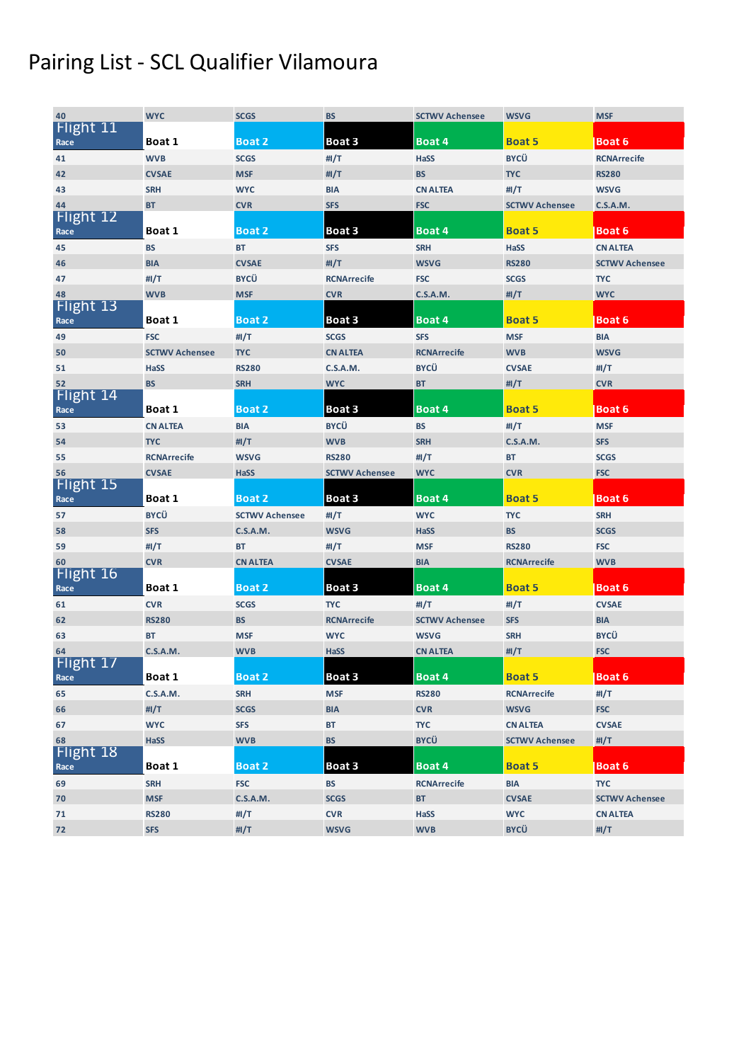# Pairing List - SCL Qualifier Vilamoura

| | | | | | | |
|---|---|---|---|---|---|---|
| 40 | WYC | SCGS | BS | SCTWV Achensee | WSVG | MSF |
| **Flight 11** Race | **Boat 1** | **Boat 2** | **Boat 3** | **Boat 4** | **Boat 5** | **Boat 6** |
| 41 | WVB | SCGS | #I/T | HaSS | BYCÜ | RCNArrecife |
| 42 | CVSAE | MSF | #I/T | BS | TYC | RS280 |
| 43 | SRH | WYC | BIA | CN ALTEA | #I/T | WSVG |
| 44 | BT | CVR | SFS | FSC | SCTWV Achensee | C.S.A.M. |
| **Flight 12** Race | **Boat 1** | **Boat 2** | **Boat 3** | **Boat 4** | **Boat 5** | **Boat 6** |
| 45 | BS | BT | SFS | SRH | HaSS | CN ALTEA |
| 46 | BIA | CVSAE | #I/T | WSVG | RS280 | SCTWV Achensee |
| 47 | #I/T | BYCÜ | RCNArrecife | FSC | SCGS | TYC |
| 48 | WVB | MSF | CVR | C.S.A.M. | #I/T | WYC |
| **Flight 13** Race | **Boat 1** | **Boat 2** | **Boat 3** | **Boat 4** | **Boat 5** | **Boat 6** |
| 49 | FSC | #I/T | SCGS | SFS | MSF | BIA |
| 50 | SCTWV Achensee | TYC | CN ALTEA | RCNArrecife | WVB | WSVG |
| 51 | HaSS | RS280 | C.S.A.M. | BYCÜ | CVSAE | #I/T |
| 52 | BS | SRH | WYC | BT | #I/T | CVR |
| **Flight 14** Race | **Boat 1** | **Boat 2** | **Boat 3** | **Boat 4** | **Boat 5** | **Boat 6** |
| 53 | CN ALTEA | BIA | BYCÜ | BS | #I/T | MSF |
| 54 | TYC | #I/T | WVB | SRH | C.S.A.M. | SFS |
| 55 | RCNArrecife | WSVG | RS280 | #I/T | BT | SCGS |
| 56 | CVSAE | HaSS | SCTWV Achensee | WYC | CVR | FSC |
| **Flight 15** Race | **Boat 1** | **Boat 2** | **Boat 3** | **Boat 4** | **Boat 5** | **Boat 6** |
| 57 | BYCÜ | SCTWV Achensee | #I/T | WYC | TYC | SRH |
| 58 | SFS | C.S.A.M. | WSVG | HaSS | BS | SCGS |
| 59 | #I/T | BT | #I/T | MSF | RS280 | FSC |
| 60 | CVR | CN ALTEA | CVSAE | BIA | RCNArrecife | WVB |
| **Flight 16** Race | **Boat 1** | **Boat 2** | **Boat 3** | **Boat 4** | **Boat 5** | **Boat 6** |
| 61 | CVR | SCGS | TYC | #I/T | #I/T | CVSAE |
| 62 | RS280 | BS | RCNArrecife | SCTWV Achensee | SFS | BIA |
| 63 | BT | MSF | WYC | WSVG | SRH | BYCÜ |
| 64 | C.S.A.M. | WVB | HaSS | CN ALTEA | #I/T | FSC |
| **Flight 17** Race | **Boat 1** | **Boat 2** | **Boat 3** | **Boat 4** | **Boat 5** | **Boat 6** |
| 65 | C.S.A.M. | SRH | MSF | RS280 | RCNArrecife | #I/T |
| 66 | #I/T | SCGS | BIA | CVR | WSVG | FSC |
| 67 | WYC | SFS | BT | TYC | CN ALTEA | CVSAE |
| 68 | HaSS | WVB | BS | BYCÜ | SCTWV Achensee | #I/T |
| **Flight 18** Race | **Boat 1** | **Boat 2** | **Boat 3** | **Boat 4** | **Boat 5** | **Boat 6** |
| 69 | SRH | FSC | BS | RCNArrecife | BIA | TYC |
| 70 | MSF | C.S.A.M. | SCGS | BT | CVSAE | SCTWV Achensee |
| 71 | RS280 | #I/T | CVR | HaSS | WYC | CN ALTEA |
| 72 | SFS | #I/T | WSVG | WVB | BYCÜ | #I/T |